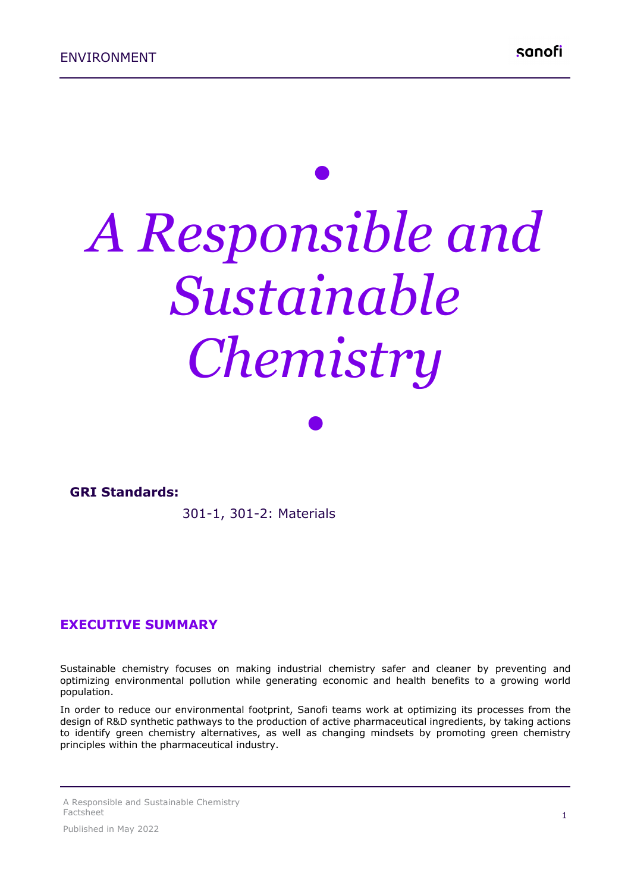# *A Responsible and Sustainable Chemistry*

**GRI Standards:**

301-1, 301-2: Materials

## EXECUTIVE SUMMARY

Sustainable chemistry focuses on making industrial chemistry safer and cleaner by preventing and optimizing environmental pollution while generating economic and health benefits to a growing world population.

In order to reduce our environmental footprint, Sanofi teams work at optimizing its processes from the design of R&D synthetic pathways to the production of active pharmaceutical ingredients, by taking actions to identify green chemistry alternatives, as well as changing mindsets by promoting green chemistry principles within the pharmaceutical industry.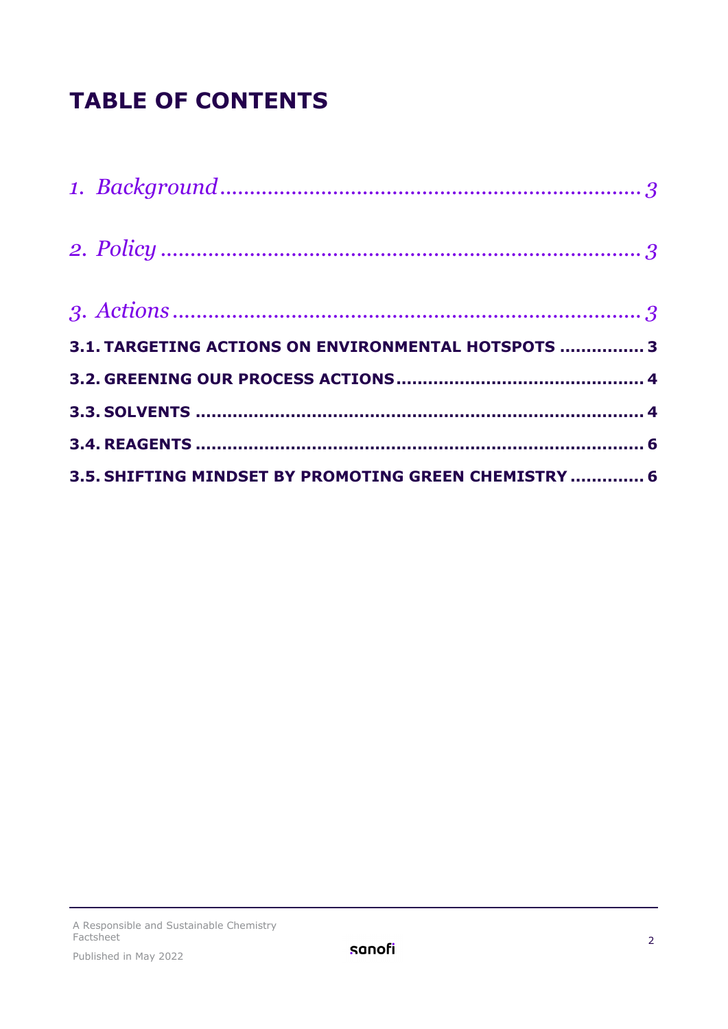# TABLE OF CONTENTS

*1. Background* ........................................................................ *3*

*2. Policy* ................................................................................ *3*

*3. Actions* .............................................................................. *3*

**3.1. TARGETING ACTIONS ON ENVIRONMENTAL HOTSPOTS ............... 3**

**3.2. GREENING OUR PROCESS ACTIONS ............................................ 4**

**3.3. SOLVENTS ................................................................................ 4**

**3.4. REAGENTS ................................................................................ 6**

**3.5. SHIFTING MINDSET BY PROMOTING GREEN CHEMISTRY ............. 6**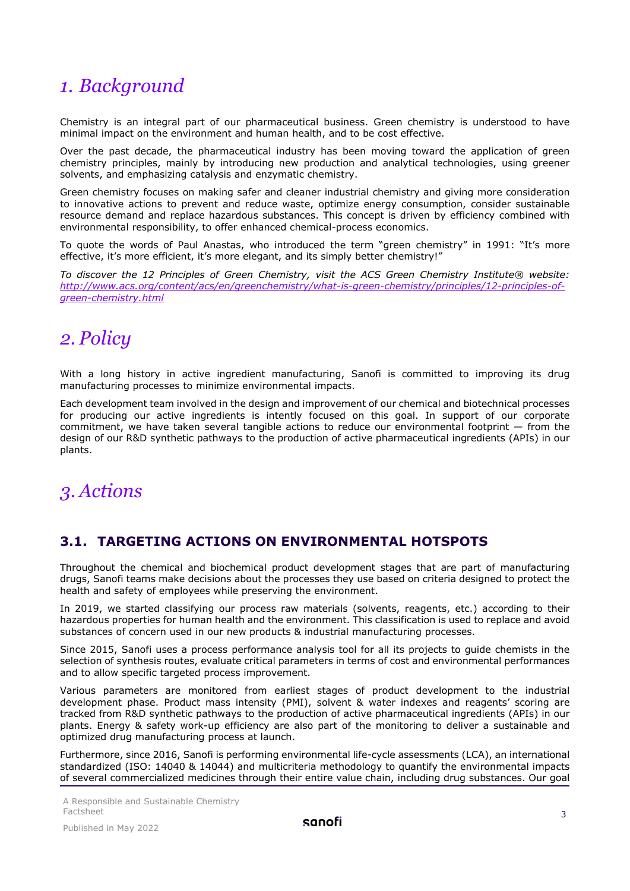# 1. Background

Chemistry is an integral part of our pharmaceutical business. Green chemistry is understood to have minimal impact on the environment and human health, and to be cost effective.

Over the past decade, the pharmaceutical industry has been moving toward the application of green chemistry principles, mainly by introducing new production and analytical technologies, using greener solvents, and emphasizing catalysis and enzymatic chemistry.

Green chemistry focuses on making safer and cleaner industrial chemistry and giving more consideration to innovative actions to prevent and reduce waste, optimize energy consumption, consider sustainable resource demand and replace hazardous substances. This concept is driven by efficiency combined with environmental responsibility, to offer enhanced chemical-process economics.

To quote the words of Paul Anastas, who introduced the term "green chemistry" in 1991: "It's more effective, it's more efficient, it's more elegant, and its simply better chemistry!"

*To discover the 12 Principles of Green Chemistry, visit the ACS Green Chemistry Institute® website: [http://www.acs.org/content/acs/en/greenchemistry/what-is-green-chemistry/principles/12-principles-of-green-chemistry.html](http://www.acs.org/content/acs/en/greenchemistry/what-is-green-chemistry/principles/12-principles-of-green-chemistry.html)*

# 2. Policy

With a long history in active ingredient manufacturing, Sanofi is committed to improving its drug manufacturing processes to minimize environmental impacts.

Each development team involved in the design and improvement of our chemical and biotechnical processes for producing our active ingredients is intently focused on this goal. In support of our corporate commitment, we have taken several tangible actions to reduce our environmental footprint — from the design of our R&D synthetic pathways to the production of active pharmaceutical ingredients (APIs) in our plants.

# 3. Actions

## 3.1. TARGETING ACTIONS ON ENVIRONMENTAL HOTSPOTS

Throughout the chemical and biochemical product development stages that are part of manufacturing drugs, Sanofi teams make decisions about the processes they use based on criteria designed to protect the health and safety of employees while preserving the environment.

In 2019, we started classifying our process raw materials (solvents, reagents, etc.) according to their hazardous properties for human health and the environment. This classification is used to replace and avoid substances of concern used in our new products & industrial manufacturing processes.

Since 2015, Sanofi uses a process performance analysis tool for all its projects to guide chemists in the selection of synthesis routes, evaluate critical parameters in terms of cost and environmental performances and to allow specific targeted process improvement.

Various parameters are monitored from earliest stages of product development to the industrial development phase. Product mass intensity (PMI), solvent & water indexes and reagents' scoring are tracked from R&D synthetic pathways to the production of active pharmaceutical ingredients (APIs) in our plants. Energy & safety work-up efficiency are also part of the monitoring to deliver a sustainable and optimized drug manufacturing process at launch.

Furthermore, since 2016, Sanofi is performing environmental life-cycle assessments (LCA), an international standardized (ISO: 14040 & 14044) and multicriteria methodology to quantify the environmental impacts of several commercialized medicines through their entire value chain, including drug substances. Our goal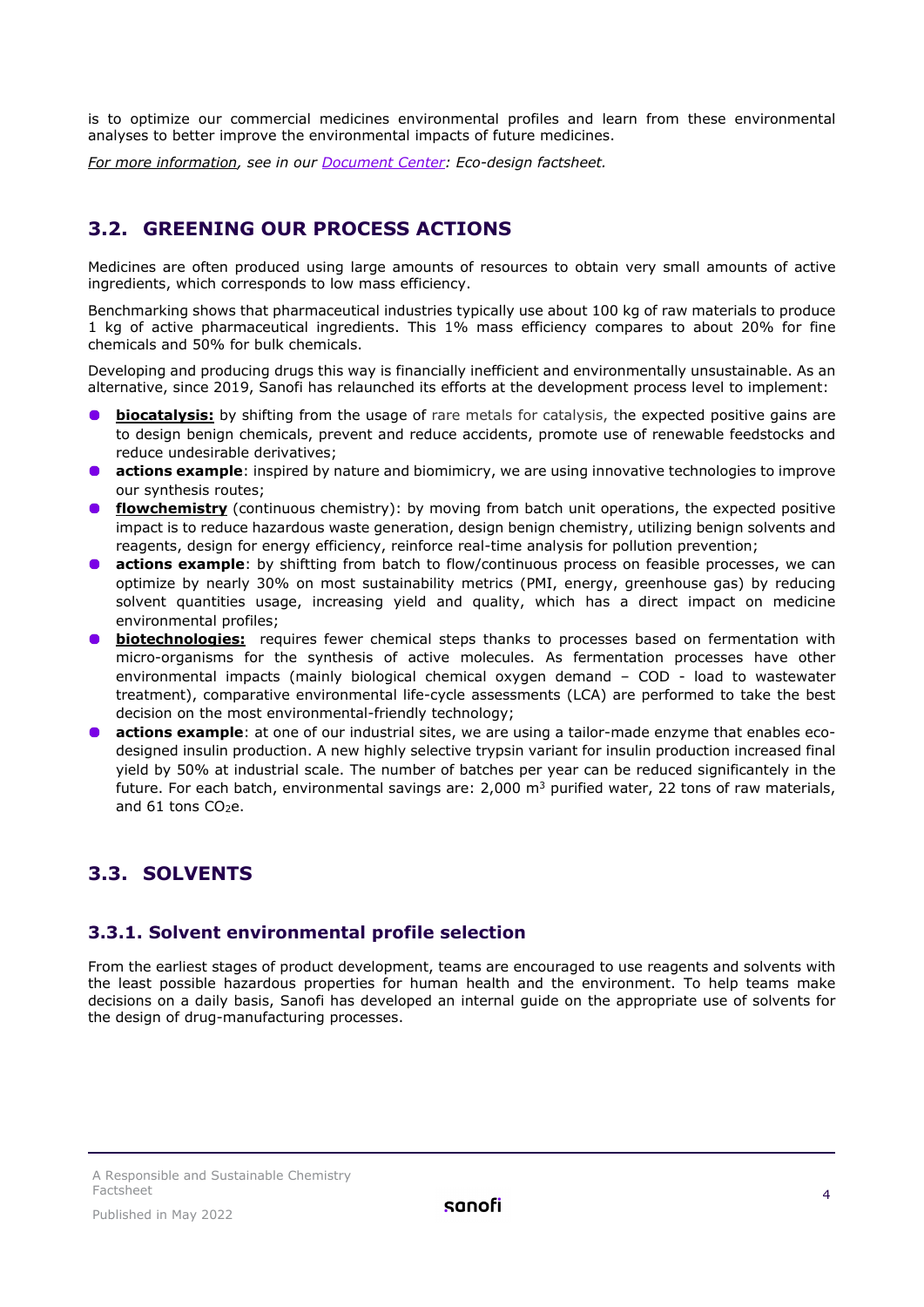is to optimize our commercial medicines environmental profiles and learn from these environmental analyses to better improve the environmental impacts of future medicines.

*For more information, see in our Document Center: Eco-design factsheet.*

## 3.2. GREENING OUR PROCESS ACTIONS

Medicines are often produced using large amounts of resources to obtain very small amounts of active ingredients, which corresponds to low mass efficiency.

Benchmarking shows that pharmaceutical industries typically use about 100 kg of raw materials to produce 1 kg of active pharmaceutical ingredients. This 1% mass efficiency compares to about 20% for fine chemicals and 50% for bulk chemicals.

Developing and producing drugs this way is financially inefficient and environmentally unsustainable. As an alternative, since 2019, Sanofi has relaunched its efforts at the development process level to implement:

- **biocatalysis:** by shifting from the usage of rare metals for catalysis, the expected positive gains are to design benign chemicals, prevent and reduce accidents, promote use of renewable feedstocks and reduce undesirable derivatives;
- **actions example**: inspired by nature and biomimicry, we are using innovative technologies to improve our synthesis routes;
- **flowchemistry** (continuous chemistry): by moving from batch unit operations, the expected positive impact is to reduce hazardous waste generation, design benign chemistry, utilizing benign solvents and reagents, design for energy efficiency, reinforce real-time analysis for pollution prevention;
- **actions example**: by shiftting from batch to flow/continuous process on feasible processes, we can optimize by nearly 30% on most sustainability metrics (PMI, energy, greenhouse gas) by reducing solvent quantities usage, increasing yield and quality, which has a direct impact on medicine environmental profiles;
- **biotechnologies:** requires fewer chemical steps thanks to processes based on fermentation with micro-organisms for the synthesis of active molecules. As fermentation processes have other environmental impacts (mainly biological chemical oxygen demand – COD - load to wastewater treatment), comparative environmental life-cycle assessments (LCA) are performed to take the best decision on the most environmental-friendly technology;
- **actions example**: at one of our industrial sites, we are using a tailor-made enzyme that enables eco-designed insulin production. A new highly selective trypsin variant for insulin production increased final yield by 50% at industrial scale. The number of batches per year can be reduced significantly in the future. For each batch, environmental savings are: 2,000 $m^3$ purified water, 22 tons of raw materials, and 61 tons $CO_2e$.

## 3.3. SOLVENTS

### 3.3.1. Solvent environmental profile selection

From the earliest stages of product development, teams are encouraged to use reagents and solvents with the least possible hazardous properties for human health and the environment. To help teams make decisions on a daily basis, Sanofi has developed an internal guide on the appropriate use of solvents for the design of drug-manufacturing processes.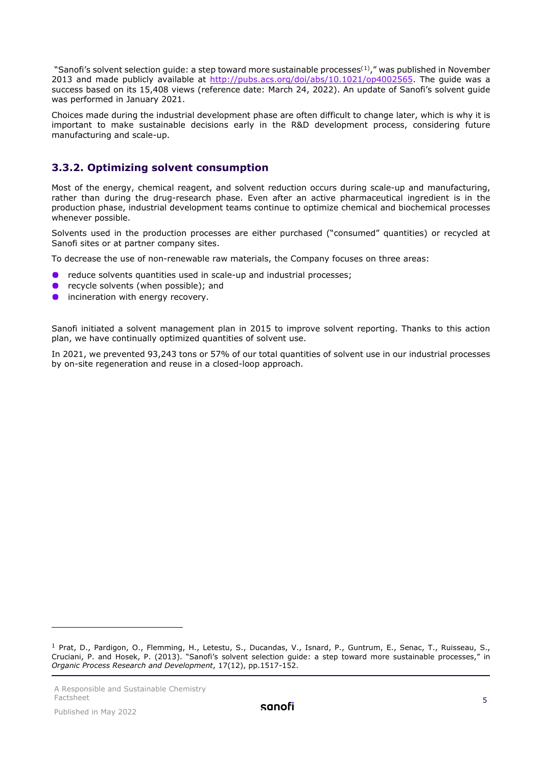"Sanofi's solvent selection guide: a step toward more sustainable processes[1]," was published in November 2013 and made publicly available at http://pubs.acs.org/doi/abs/10.1021/op4002565. The guide was a success based on its 15,408 views (reference date: March 24, 2022). An update of Sanofi's solvent guide was performed in January 2021.

Choices made during the industrial development phase are often difficult to change later, which is why it is important to make sustainable decisions early in the R&D development process, considering future manufacturing and scale-up.

### 3.3.2. Optimizing solvent consumption

Most of the energy, chemical reagent, and solvent reduction occurs during scale-up and manufacturing, rather than during the drug-research phase. Even after an active pharmaceutical ingredient is in the production phase, industrial development teams continue to optimize chemical and biochemical processes whenever possible.

Solvents used in the production processes are either purchased ("consumed" quantities) or recycled at Sanofi sites or at partner company sites.

To decrease the use of non-renewable raw materials, the Company focuses on three areas:

- reduce solvents quantities used in scale-up and industrial processes;
- recycle solvents (when possible); and
- incineration with energy recovery.

Sanofi initiated a solvent management plan in 2015 to improve solvent reporting. Thanks to this action plan, we have continually optimized quantities of solvent use.

In 2021, we prevented 93,243 tons or 57% of our total quantities of solvent use in our industrial processes by on-site regeneration and reuse in a closed-loop approach.

---

[1] Prat, D., Pardigon, O., Flemming, H., Letestu, S., Ducandas, V., Isnard, P., Guntrum, E., Senac, T., Ruisseau, S., Cruciani, P. and Hosek, P. (2013). "Sanofi's solvent selection guide: a step toward more sustainable processes," in *Organic Process Research and Development*, 17(12), pp.1517-152.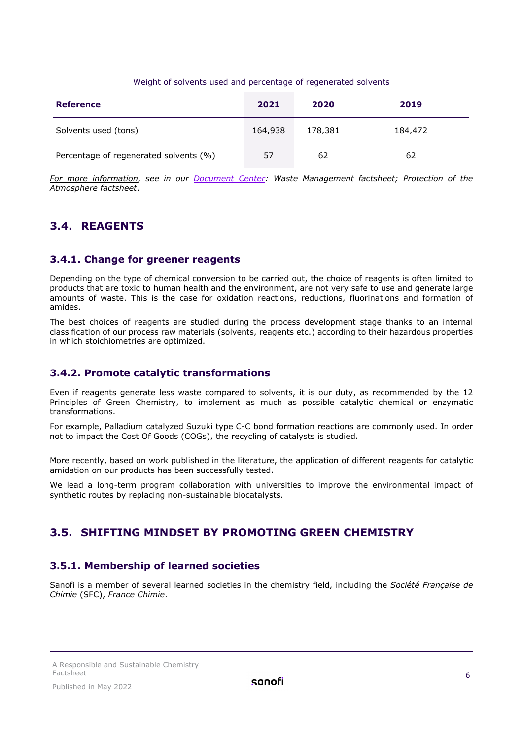Weight of solvents used and percentage of regenerated solvents

| Reference | 2021 | 2020 | 2019 |
|---|---|---|---|
| Solvents used (tons) | 164,938 | 178,381 | 184,472 |
| Percentage of regenerated solvents (%) | 57 | 62 | 62 |

*For more information, see in our Document Center: Waste Management factsheet; Protection of the Atmosphere factsheet.*

## 3.4. REAGENTS

### 3.4.1. Change for greener reagents

Depending on the type of chemical conversion to be carried out, the choice of reagents is often limited to products that are toxic to human health and the environment, are not very safe to use and generate large amounts of waste. This is the case for oxidation reactions, reductions, fluorinations and formation of amides.

The best choices of reagents are studied during the process development stage thanks to an internal classification of our process raw materials (solvents, reagents etc.) according to their hazardous properties in which stoichiometries are optimized.

### 3.4.2. Promote catalytic transformations

Even if reagents generate less waste compared to solvents, it is our duty, as recommended by the 12 Principles of Green Chemistry, to implement as much as possible catalytic chemical or enzymatic transformations.

For example, Palladium catalyzed Suzuki type C-C bond formation reactions are commonly used. In order not to impact the Cost Of Goods (COGs), the recycling of catalysts is studied.

More recently, based on work published in the literature, the application of different reagents for catalytic amidation on our products has been successfully tested.

We lead a long-term program collaboration with universities to improve the environmental impact of synthetic routes by replacing non-sustainable biocatalysts.

## 3.5. SHIFTING MINDSET BY PROMOTING GREEN CHEMISTRY

### 3.5.1. Membership of learned societies

Sanofi is a member of several learned societies in the chemistry field, including the *Société Française de Chimie* (SFC), *France Chimie*.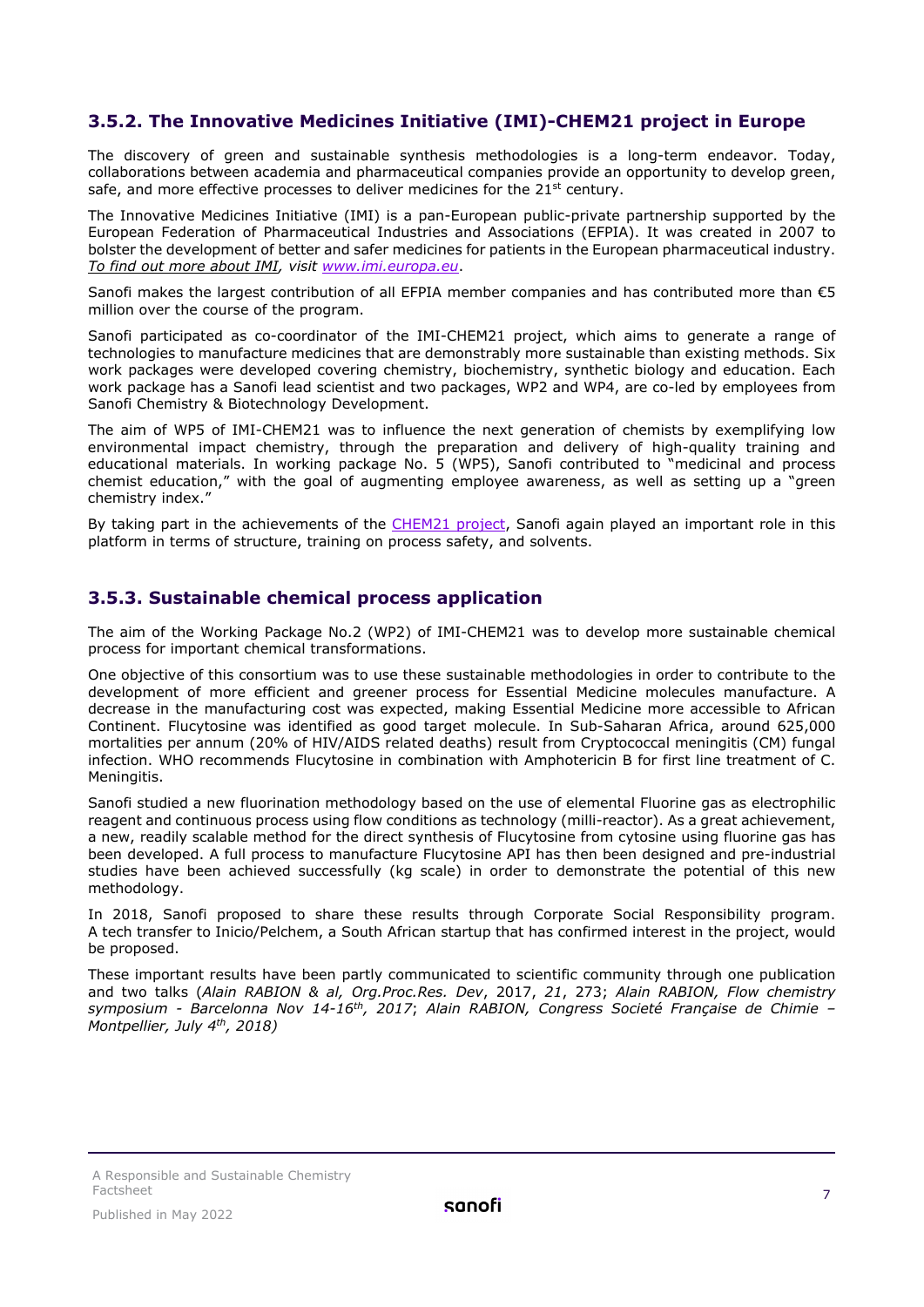### 3.5.2. The Innovative Medicines Initiative (IMI)-CHEM21 project in Europe

The discovery of green and sustainable synthesis methodologies is a long-term endeavor. Today, collaborations between academia and pharmaceutical companies provide an opportunity to develop green, safe, and more effective processes to deliver medicines for the 21st century.

The Innovative Medicines Initiative (IMI) is a pan-European public-private partnership supported by the European Federation of Pharmaceutical Industries and Associations (EFPIA). It was created in 2007 to bolster the development of better and safer medicines for patients in the European pharmaceutical industry. *To find out more about IMI, visit www.imi.europa.eu.*

Sanofi makes the largest contribution of all EFPIA member companies and has contributed more than €5 million over the course of the program.

Sanofi participated as co-coordinator of the IMI-CHEM21 project, which aims to generate a range of technologies to manufacture medicines that are demonstrably more sustainable than existing methods. Six work packages were developed covering chemistry, biochemistry, synthetic biology and education. Each work package has a Sanofi lead scientist and two packages, WP2 and WP4, are co-led by employees from Sanofi Chemistry & Biotechnology Development.

The aim of WP5 of IMI-CHEM21 was to influence the next generation of chemists by exemplifying low environmental impact chemistry, through the preparation and delivery of high-quality training and educational materials. In working package No. 5 (WP5), Sanofi contributed to "medicinal and process chemist education," with the goal of augmenting employee awareness, as well as setting up a "green chemistry index."

By taking part in the achievements of the CHEM21 project, Sanofi again played an important role in this platform in terms of structure, training on process safety, and solvents.

### 3.5.3. Sustainable chemical process application

The aim of the Working Package No.2 (WP2) of IMI-CHEM21 was to develop more sustainable chemical process for important chemical transformations.

One objective of this consortium was to use these sustainable methodologies in order to contribute to the development of more efficient and greener process for Essential Medicine molecules manufacture. A decrease in the manufacturing cost was expected, making Essential Medicine more accessible to African Continent. Flucytosine was identified as good target molecule. In Sub-Saharan Africa, around 625,000 mortalities per annum (20% of HIV/AIDS related deaths) result from Cryptococcal meningitis (CM) fungal infection. WHO recommends Flucytosine in combination with Amphotericin B for first line treatment of C. Meningitis.

Sanofi studied a new fluorination methodology based on the use of elemental Fluorine gas as electrophilic reagent and continuous process using flow conditions as technology (milli-reactor). As a great achievement, a new, readily scalable method for the direct synthesis of Flucytosine from cytosine using fluorine gas has been developed. A full process to manufacture Flucytosine API has then been designed and pre-industrial studies have been achieved successfully (kg scale) in order to demonstrate the potential of this new methodology.

In 2018, Sanofi proposed to share these results through Corporate Social Responsibility program. A tech transfer to Inicio/Pelchem, a South African startup that has confirmed interest in the project, would be proposed.

These important results have been partly communicated to scientific community through one publication and two talks (*Alain RABION & al, Org.Proc.Res. Dev*, 2017, *21*, 273; *Alain RABION, Flow chemistry symposium - Barcelonna Nov 14-16th, 2017*; *Alain RABION, Congress Societé Française de Chimie – Montpellier, July 4th, 2018)*